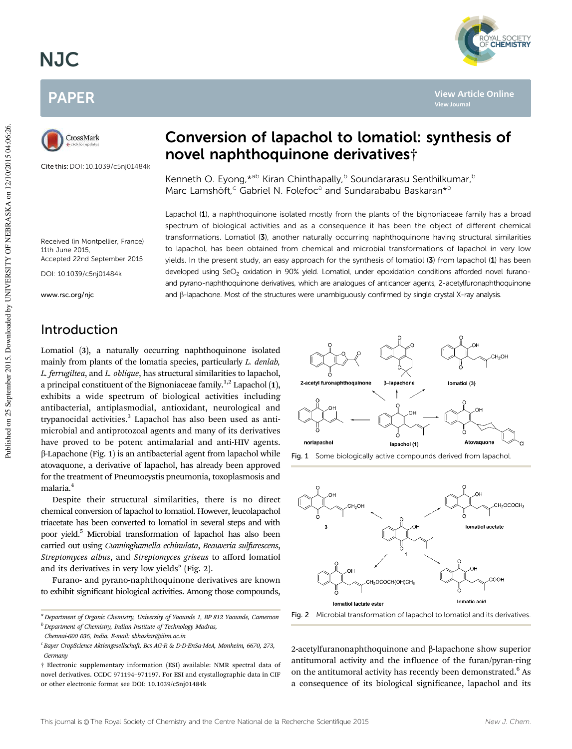# Conversion of lapachol to lomatiol: synthesis of novel naphthoquinone derivatives†

Cite this: DOI: 10.1039/c5nj01484k

Kenneth O. Eyong,*[ab] Kiran Chinthapally,[b] Soundararasu Senthilkumar,[b] Marc Lamshöft,[c] Gabriel N. Folefoc[a] and Sundarababu Baskaran*[b]

Received (in Montpellier, France) 11th June 2015, Accepted 22nd September 2015

DOI: 10.1039/c5nj01484k

www.rsc.org/njc

Lapachol (**1**), a naphthoquinone isolated mostly from the plants of the bignoniaceae family has a broad spectrum of biological activities and as a consequence it has been the object of different chemical transformations. Lomatiol (**3**), another naturally occurring naphthoquinone having structural similarities to lapachol, has been obtained from chemical and microbial transformations of lapachol in very low yields. In the present study, an easy approach for the synthesis of lomatiol (**3**) from lapachol (**1**) has been developed using $SeO_2$ oxidation in 90% yield. Lomatiol, under epoxidation conditions afforded novel furano- and pyrano-naphthoquinone derivatives, which are analogues of anticancer agents, 2-acetylfuronaphthoquinone and β-lapachone. Most of the structures were unambiguously confirmed by single crystal X-ray analysis.

## Introduction

Lomatiol (3), a naturally occurring naphthoquinone isolated mainly from plants of the lomatia species, particularly *L. denlab, L. ferrugiltea*, and *L. oblique*, has structural similarities to lapachol, a principal constituent of the Bignoniaceae family.[1,2] Lapachol (**1**), exhibits a wide spectrum of biological activities including antibacterial, antiplasmodial, antioxidant, neurological and trypanocidal activities.[3] Lapachol has also been used as antimicrobial and antiprotozoal agents and many of its derivatives have proved to be potent antimalarial and anti-HIV agents. β-Lapachone (Fig. 1) is an antibacterial agent from lapachol while atovaquone, a derivative of lapachol, has already been approved for the treatment of Pneumocystis pneumonia, toxoplasmosis and malaria.[4]

Despite their structural similarities, there is no direct chemical conversion of lapachol to lomatiol. However, leucolapachol triacetate has been converted to lomatiol in several steps and with poor yield.[5] Microbial transformation of lapachol has also been carried out using *Cunninghamella echinulata*, *Beauveria sulfurescens*, *Streptomyces albus*, and *Streptomyces griseus* to afford lomatiol and its derivatives in very low yields[5] (Fig. 2).

Furano- and pyrano-naphthoquinone derivatives are known to exhibit significant biological activities. Among those compounds, 2-acetylfuranonaphthoquinone and β-lapachone show superior antitumoral activity and the influence of the furan/pyran-ring on the antitumoral activity has recently been demonstrated.[6] As a consequence of its biological significance, lapachol and its

Fig. 1 Some biologically active compounds derived from lapachol.

Fig. 2 Microbial transformation of lapachol to lomatiol and its derivatives.

---

[a] Department of Organic Chemistry, University of Yaounde 1, BP 812 Yaounde, Cameroon

[b] Department of Chemistry, Indian Institute of Technology Madras, Chennai-600 036, India. E-mail: sbhaskar@iitm.ac.in

[c] Bayer CropScience Aktiengesellschaft, Bcs AG-R & D-D-EnSa-MeA, Monheim, 6670, 273, Germany

† Electronic supplementary information (ESI) available: NMR spectral data of novel derivatives. CCDC 971194–971197. For ESI and crystallographic data in CIF or other electronic format see DOI: 10.1039/c5nj01484k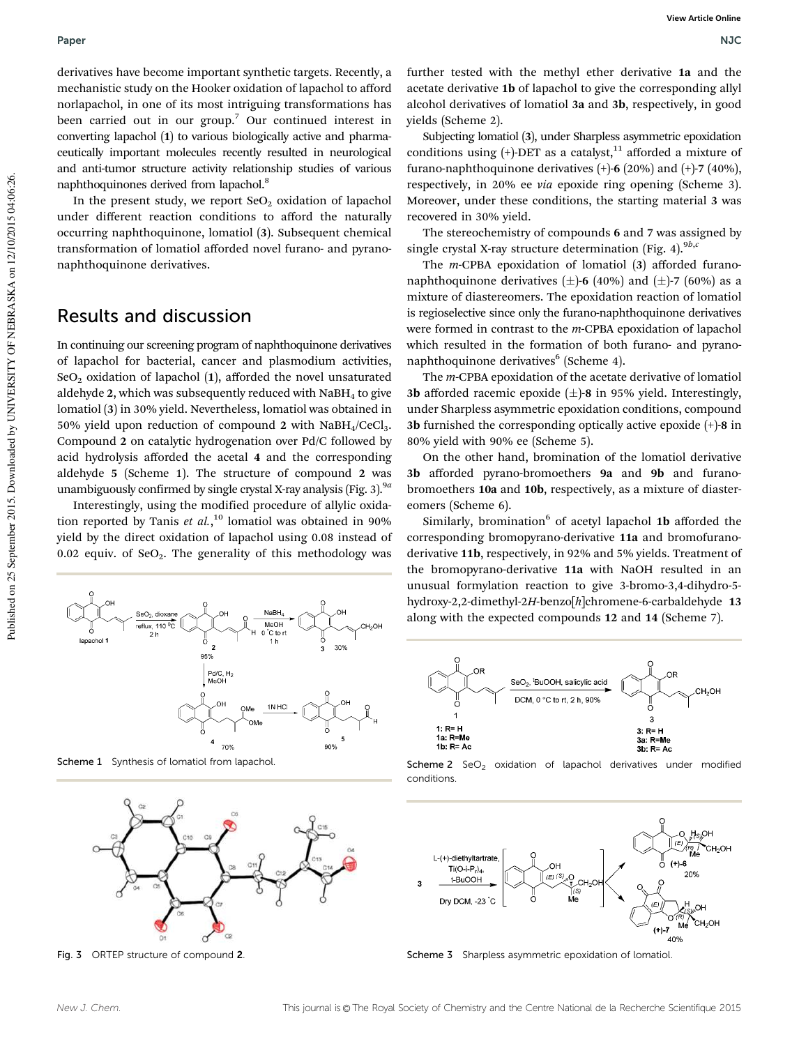derivatives have become important synthetic targets. Recently, a mechanistic study on the Hooker oxidation of lapachol to afford norlapachol, in one of its most intriguing transformations has been carried out in our group.[7] Our continued interest in converting lapachol (**1**) to various biologically active and pharmaceutically important molecules recently resulted in neurological and anti-tumor structure activity relationship studies of various naphthoquinones derived from lapachol.[8]

In the present study, we report $SeO_2$ oxidation of lapachol under different reaction conditions to afford the naturally occurring naphthoquinone, lomatiol (**3**). Subsequent chemical transformation of lomatiol afforded novel furano- and pyrano-naphthoquinone derivatives.

## Results and discussion

In continuing our screening program of naphthoquinone derivatives of lapachol for bacterial, cancer and plasmodium activities, $SeO_2$ oxidation of lapachol (**1**), afforded the novel unsaturated aldehyde **2**, which was subsequently reduced with $NaBH_4$ to give lomatiol (**3**) in 30% yield. Nevertheless, lomatiol was obtained in 50% yield upon reduction of compound **2** with $NaBH_4/CeCl_3$. Compound **2** on catalytic hydrogenation over Pd/C followed by acid hydrolysis afforded the acetal **4** and the corresponding aldehyde **5** (Scheme 1). The structure of compound **2** was unambiguously confirmed by single crystal X-ray analysis (Fig. 3).[9a]

Interestingly, using the modified procedure of allylic oxidation reported by Tanis *et al.*,[10] lomatiol was obtained in 90% yield by the direct oxidation of lapachol using 0.08 instead of 0.02 equiv. of $SeO_2$. The generality of this methodology was further tested with the methyl ether derivative **1a** and the acetate derivative **1b** of lapachol to give the corresponding allyl alcohol derivatives of lomatiol **3a** and **3b**, respectively, in good yields (Scheme 2).

Subjecting lomatiol (**3**), under Sharpless asymmetric epoxidation conditions using (+)-DET as a catalyst,[11] afforded a mixture of furano-naphthoquinone derivatives (+)-**6** (20%) and (+)-**7** (40%), respectively, in 20% ee *via* epoxide ring opening (Scheme 3). Moreover, under these conditions, the starting material **3** was recovered in 30% yield.

The stereochemistry of compounds **6** and **7** was assigned by single crystal X-ray structure determination (Fig. 4).[9b,c]

The *m*-CPBA epoxidation of lomatiol (**3**) afforded furano-naphthoquinone derivatives (±)-**6** (40%) and (±)-**7** (60%) as a mixture of diastereomers. The epoxidation reaction of lomatiol is regioselective since only the furano-naphthoquinone derivatives were formed in contrast to the *m*-CPBA epoxidation of lapachol which resulted in the formation of both furano- and pyrano-naphthoquinone derivatives[6] (Scheme 4).

The *m*-CPBA epoxidation of the acetate derivative of lomatiol **3b** afforded racemic epoxide (±)-**8** in 95% yield. Interestingly, under Sharpless asymmetric epoxidation conditions, compound **3b** furnished the corresponding optically active epoxide (+)-**8** in 80% yield with 90% ee (Scheme 5).

On the other hand, bromination of the lomatiol derivative **3b** afforded pyrano-bromoethers **9a** and **9b** and furano-bromoethers **10a** and **10b**, respectively, as a mixture of diastereomers (Scheme 6).

Similarly, bromination[6] of acetyl lapachol **1b** afforded the corresponding bromopyrano-derivative **11a** and bromofurano-derivative **11b**, respectively, in 92% and 5% yields. Treatment of the bromopyrano-derivative **11a** with NaOH resulted in an unusual formylation reaction to give 3-bromo-3,4-dihydro-5-hydroxy-2,2-dimethyl-2*H*-benzo[*h*]chromene-6-carbaldehyde **13** along with the expected compounds **12** and **14** (Scheme 7).

Scheme 1 Synthesis of lomatiol from lapachol.

Scheme 2 $SeO_2$ oxidation of lapachol derivatives under modified conditions.

Fig. 3 ORTEP structure of compound **2**.

Scheme 3 Sharpless asymmetric epoxidation of lomatiol.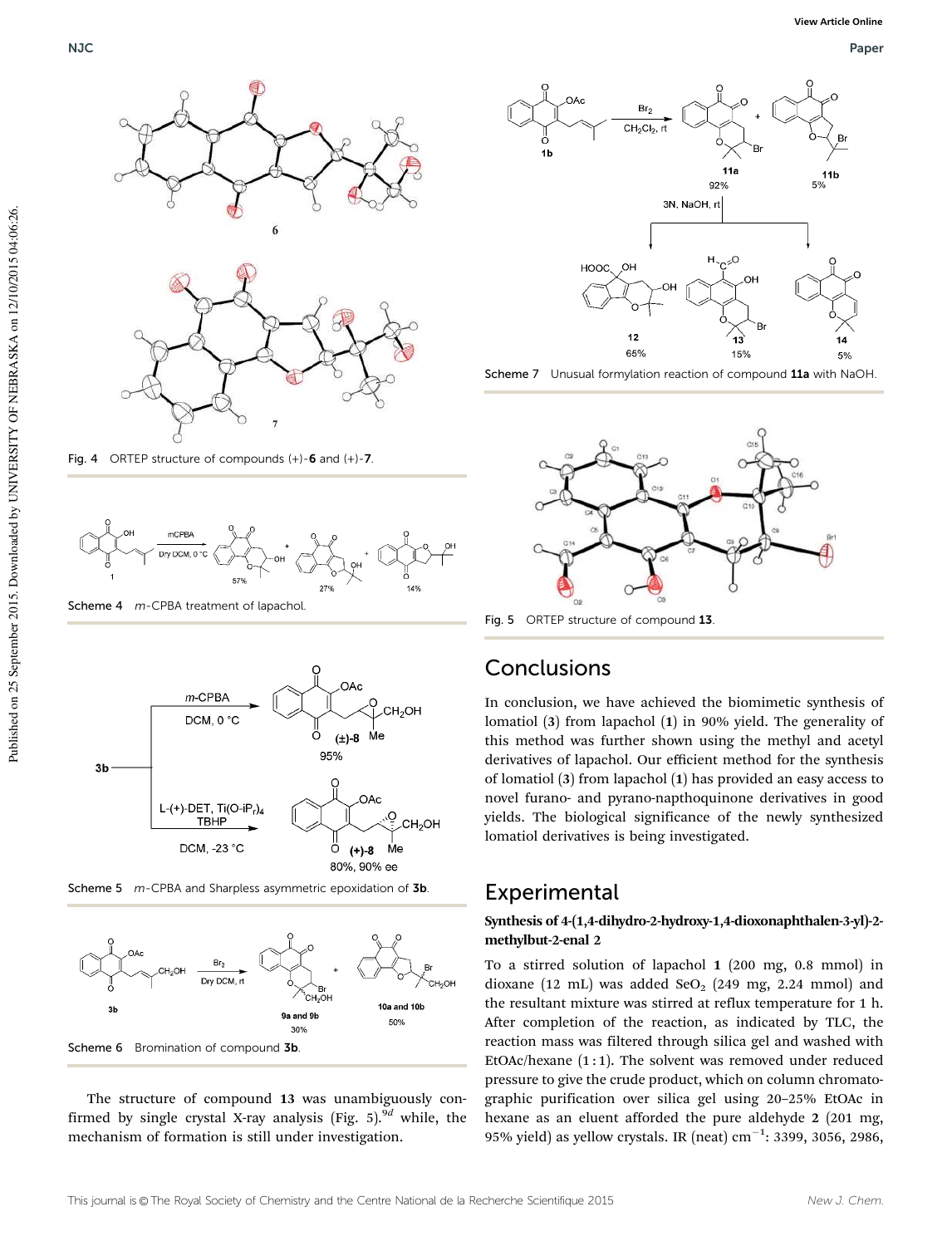Fig. 4 ORTEP structure of compounds (+)-**6** and (+)-**7**.

Scheme 4 *m*-CPBA treatment of lapachol.

Scheme 5 *m*-CPBA and Sharpless asymmetric epoxidation of **3b**.

Scheme 6 Bromination of compound **3b**.

The structure of compound **13** was unambiguously confirmed by single crystal X-ray analysis (Fig. 5).[9d] while, the mechanism of formation is still under investigation.

Scheme 7 Unusual formylation reaction of compound **11a** with NaOH.

Fig. 5 ORTEP structure of compound **13**.

## Conclusions

In conclusion, we have achieved the biomimetic synthesis of lomatiol (**3**) from lapachol (**1**) in 90% yield. The generality of this method was further shown using the methyl and acetyl derivatives of lapachol. Our efficient method for the synthesis of lomatiol (**3**) from lapachol (**1**) has provided an easy access to novel furano- and pyrano-napthoquinone derivatives in good yields. The biological significance of the newly synthesized lomatiol derivatives is being investigated.

## Experimental

### Synthesis of 4-(1,4-dihydro-2-hydroxy-1,4-dioxonaphthalen-3-yl)-2-methylbut-2-enal 2

To a stirred solution of lapachol **1** (200 mg, 0.8 mmol) in dioxane (12 mL) was added $SeO_2$ (249 mg, 2.24 mmol) and the resultant mixture was stirred at reflux temperature for 1 h. After completion of the reaction, as indicated by TLC, the reaction mass was filtered through silica gel and washed with EtOAc/hexane (1 : 1). The solvent was removed under reduced pressure to give the crude product, which on column chromatographic purification over silica gel using 20–25% EtOAc in hexane as an eluent afforded the pure aldehyde **2** (201 mg, 95% yield) as yellow crystals. IR (neat) $cm^{-1}$: 3399, 3056, 2986,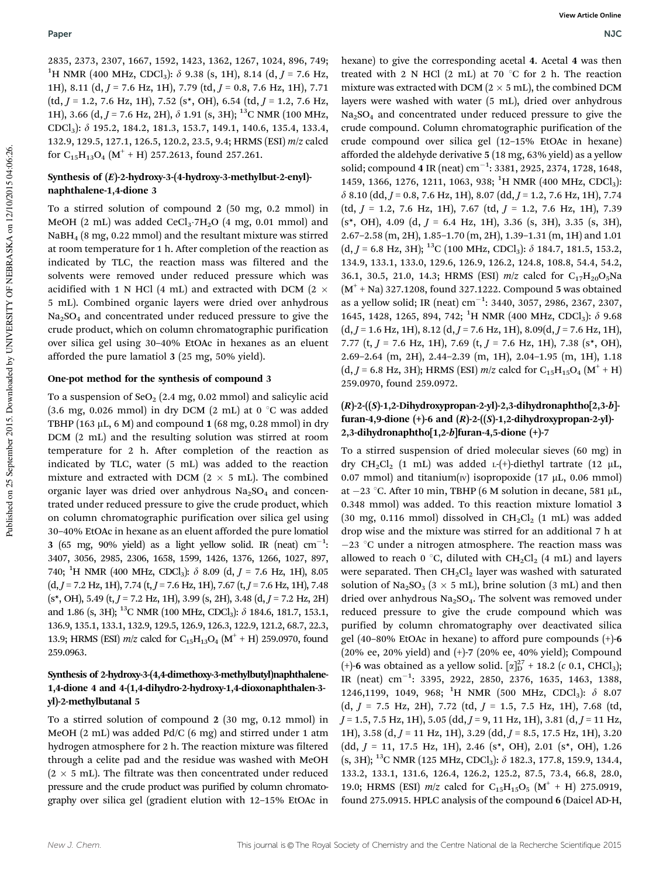2835, 2373, 2307, 1667, 1592, 1423, 1362, 1267, 1024, 896, 749; $^1$H NMR (400 MHz, $CDCl_3$): δ 9.38 (s, 1H), 8.14 (d, $J$ = 7.6 Hz, 1H), 8.11 (d, $J$ = 7.6 Hz, 1H), 7.79 (td, $J$ = 0.8, 7.6 Hz, 1H), 7.71 (td, $J$ = 1.2, 7.6 Hz, 1H), 7.52 (s*, OH), 6.54 (td, $J$ = 1.2, 7.6 Hz, 1H), 3.66 (d, $J$ = 7.6 Hz, 2H), δ 1.91 (s, 3H); $^{13}$C NMR (100 MHz, $CDCl_3$): δ 195.2, 184.2, 181.3, 153.7, 149.1, 140.6, 135.4, 133.4, 132.9, 129.5, 127.1, 126.5, 120.2, 23.5, 9.4; HRMS (ESI) $m/z$ calcd for $C_{15}H_{13}O_4$ ($M^+$ + H) 257.2613, found 257.261.

### Synthesis of (*E*)-2-hydroxy-3-(4-hydroxy-3-methylbut-2-enyl)-naphthalene-1,4-dione 3

To a stirred solution of compound **2** (50 mg, 0.2 mmol) in MeOH (2 mL) was added $CeCl_3 \cdot 7H_2O$ (4 mg, 0.01 mmol) and $NaBH_4$ (8 mg, 0.22 mmol) and the resultant mixture was stirred at room temperature for 1 h. After completion of the reaction as indicated by TLC, the reaction mass was filtered and the solvents were removed under reduced pressure which was acidified with 1 N HCl (4 mL) and extracted with DCM (2 × 5 mL). Combined organic layers were dried over anhydrous $Na_2SO_4$ and concentrated under reduced pressure to give the crude product, which on column chromatographic purification over silica gel using 30–40% EtOAc in hexanes as an eluent afforded the pure lamatiol **3** (25 mg, 50% yield).

### One-pot method for the synthesis of compound 3

To a suspension of $SeO_2$ (2.4 mg, 0.02 mmol) and salicylic acid (3.6 mg, 0.026 mmol) in dry DCM (2 mL) at 0 °C was added TBHP (163 μL, 6 M) and compound **1** (68 mg, 0.28 mmol) in dry DCM (2 mL) and the resulting solution was stirred at room temperature for 2 h. After completion of the reaction as indicated by TLC, water (5 mL) was added to the reaction mixture and extracted with DCM (2 × 5 mL). The combined organic layer was dried over anhydrous $Na_2SO_4$ and concentrated under reduced pressure to give the crude product, which on column chromatographic purification over silica gel using 30–40% EtOAc in hexane as an eluent afforded the pure lomatiol **3** (65 mg, 90% yield) as a light yellow solid. IR (neat) cm$^{-1}$: 3407, 3056, 2985, 2306, 1658, 1599, 1426, 1376, 1266, 1027, 897, 740; $^1$H NMR (400 MHz, $CDCl_3$): δ 8.09 (d, $J$ = 7.6 Hz, 1H), 8.05 (d, $J$ = 7.2 Hz, 1H), 7.74 (t, $J$ = 7.6 Hz, 1H), 7.67 (t, $J$ = 7.6 Hz, 1H), 7.48 (s*, OH), 5.49 (t, $J$ = 7.2 Hz, 1H), 3.99 (s, 2H), 3.48 (d, $J$ = 7.2 Hz, 2H) and 1.86 (s, 3H); $^{13}$C NMR (100 MHz, $CDCl_3$): δ 184.6, 181.7, 153.1, 136.9, 135.1, 133.1, 132.9, 129.5, 126.9, 126.3, 122.9, 121.2, 68.7, 22.3, 13.9; HRMS (ESI) $m/z$ calcd for $C_{15}H_{13}O_4$ ($M^+$ + H) 259.0970, found 259.0963.

### Synthesis of 2-hydroxy-3-(4,4-dimethoxy-3-methylbutyl)naphthalene-1,4-dione 4 and 4-(1,4-dihydro-2-hydroxy-1,4-dioxonaphthalen-3-yl)-2-methylbutanal 5

To a stirred solution of compound **2** (30 mg, 0.12 mmol) in MeOH (2 mL) was added Pd/C (6 mg) and stirred under 1 atm hydrogen atmosphere for 2 h. The reaction mixture was filtered through a celite pad and the residue was washed with MeOH (2 × 5 mL). The filtrate was then concentrated under reduced pressure and the crude product was purified by column chromatography over silica gel (gradient elution with 12–15% EtOAc in hexane) to give the corresponding acetal **4**. Acetal **4** was then treated with 2 N HCl (2 mL) at 70 °C for 2 h. The reaction mixture was extracted with DCM (2 × 5 mL), the combined DCM layers were washed with water (5 mL), dried over anhydrous $Na_2SO_4$ and concentrated under reduced pressure to give the crude compound. Column chromatographic purification of the crude compound over silica gel (12–15% EtOAc in hexane) afforded the aldehyde derivative **5** (18 mg, 63% yield) as a yellow solid; compound **4** IR (neat) cm$^{-1}$: 3381, 2925, 2374, 1728, 1648, 1459, 1366, 1276, 1211, 1063, 938; $^1$H NMR (400 MHz, $CDCl_3$): δ 8.10 (dd, $J$ = 0.8, 7.6 Hz, 1H), 8.07 (dd, $J$ = 1.2, 7.6 Hz, 1H), 7.74 (td, $J$ = 1.2, 7.6 Hz, 1H), 7.67 (td, $J$ = 1.2, 7.6 Hz, 1H), 7.39 (s*, OH), 4.09 (d, $J$ = 6.4 Hz, 1H), 3.36 (s, 3H), 3.35 (s, 3H), 2.67–2.58 (m, 2H), 1.85–1.70 (m, 2H), 1.39–1.31 (m, 1H) and 1.01 (d, $J$ = 6.8 Hz, 3H); $^{13}$C (100 MHz, $CDCl_3$): δ 184.7, 181.5, 153.2, 134.9, 133.1, 133.0, 129.6, 126.9, 126.2, 124.8, 108.8, 54.4, 54.2, 36.1, 30.5, 21.0, 14.3; HRMS (ESI) $m/z$ calcd for $C_{17}H_{20}O_5Na$ ($M^+$ + Na) 327.1208, found 327.1222. Compound **5** was obtained as a yellow solid; IR (neat) cm$^{-1}$: 3440, 3057, 2986, 2367, 2307, 1645, 1428, 1265, 894, 742; $^1$H NMR (400 MHz, $CDCl_3$): δ 9.68 (d, $J$ = 1.6 Hz, 1H), 8.12 (d, $J$ = 7.6 Hz, 1H), 8.09(d, $J$ = 7.6 Hz, 1H), 7.77 (t, $J$ = 7.6 Hz, 1H), 7.69 (t, $J$ = 7.6 Hz, 1H), 7.38 (s*, OH), 2.69–2.64 (m, 2H), 2.44–2.39 (m, 1H), 2.04–1.95 (m, 1H), 1.18 (d, $J$ = 6.8 Hz, 3H); HRMS (ESI) $m/z$ calcd for $C_{15}H_{15}O_4$ ($M^+$ + H) 259.0970, found 259.0972.

### (*R*)-2-((*S*)-1,2-Dihydroxypropan-2-yl)-2,3-dihydronaphtho[2,3-*b*]-furan-4,9-dione (+)-6 and (*R*)-2-((*S*)-1,2-dihydroxypropan-2-yl)-2,3-dihydronaphtho[1,2-*b*]furan-4,5-dione (+)-7

To a stirred suspension of dried molecular sieves (60 mg) in dry $CH_2Cl_2$ (1 mL) was added L-(+)-diethyl tartrate (12 μL, 0.07 mmol) and titanium(IV) isopropoxide (17 μL, 0.06 mmol) at −23 °C. After 10 min, TBHP (6 M solution in decane, 581 μL, 0.348 mmol) was added. To this reaction mixture lomatiol **3** (30 mg, 0.116 mmol) dissolved in $CH_2Cl_2$ (1 mL) was added drop wise and the mixture was stirred for an additional 7 h at −23 °C under a nitrogen atmosphere. The reaction mass was allowed to reach 0 °C, diluted with $CH_2Cl_2$ (4 mL) and layers were separated. Then $CH_2Cl_2$ layer was washed with saturated solution of $Na_2SO_3$ (3 × 5 mL), brine solution (3 mL) and then dried over anhydrous $Na_2SO_4$. The solvent was removed under reduced pressure to give the crude compound which was purified by column chromatography over deactivated silica gel (40–80% EtOAc in hexane) to afford pure compounds (+)-**6** (20% ee, 20% yield) and (+)-**7** (20% ee, 40% yield); Compound (+)-**6** was obtained as a yellow solid. $[\alpha]_D^{27}$ + 18.2 ($c$ 0.1, $CHCl_3$); IR (neat) cm$^{-1}$: 3395, 2922, 2850, 2376, 1635, 1463, 1388, 1246,1199, 1049, 968; $^1$H NMR (500 MHz, $CDCl_3$): δ 8.07 (d, $J$ = 7.5 Hz, 2H), 7.72 (td, $J$ = 1.5, 7.5 Hz, 1H), 7.68 (td, $J$ = 1.5, 7.5 Hz, 1H), 5.05 (dd, $J$ = 9, 11 Hz, 1H), 3.81 (d, $J$ = 11 Hz, 1H), 3.58 (d, $J$ = 11 Hz, 1H), 3.29 (dd, $J$ = 8.5, 17.5 Hz, 1H), 3.20 (dd, $J$ = 11, 17.5 Hz, 1H), 2.46 (s*, OH), 2.01 (s*, OH), 1.26 (s, 3H); $^{13}$C NMR (125 MHz, $CDCl_3$): δ 182.3, 177.8, 159.9, 134.4, 133.2, 133.1, 131.6, 126.4, 126.2, 125.2, 87.5, 73.4, 66.8, 28.0, 19.0; HRMS (ESI) $m/z$ calcd for $C_{15}H_{15}O_5$ ($M^+$ + H) 275.0919, found 275.0915. HPLC analysis of the compound **6** (Daicel AD-H,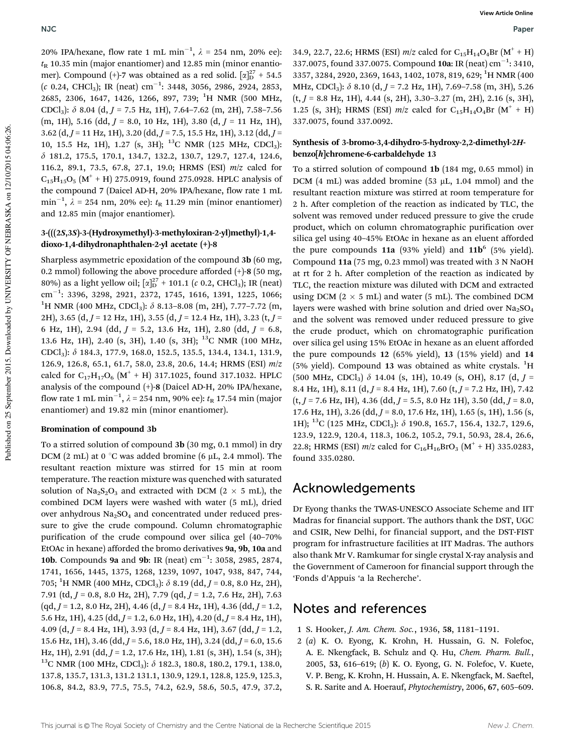20% IPA/hexane, flow rate 1 mL min$^{-1}$, $\lambda$ = 254 nm, 20% ee): $t_R$ 10.35 min (major enantiomer) and 12.85 min (minor enantiomer). Compound (+)-7 was obtained as a red solid. $[\alpha]_D^{27}$ + 54.5 (c 0.24, $CHCl_3$); IR (neat) cm$^{-1}$: 3448, 3056, 2986, 2924, 2853, 2685, 2306, 1647, 1426, 1266, 897, 739; $^1$H NMR (500 MHz, $CDCl_3$): $\delta$ 8.04 (d, J = 7.5 Hz, 1H), 7.64–7.62 (m, 2H), 7.58–7.56 (m, 1H), 5.16 (dd, J = 8.0, 10 Hz, 1H), 3.80 (d, J = 11 Hz, 1H), 3.62 (d, J = 11 Hz, 1H), 3.20 (dd, J = 7.5, 15.5 Hz, 1H), 3.12 (dd, J = 10, 15.5 Hz, 1H), 1.27 (s, 3H); $^{13}$C NMR (125 MHz, $CDCl_3$): $\delta$ 181.2, 175.5, 170.1, 134.7, 132.2, 130.7, 129.7, 127.4, 124.6, 116.2, 89.1, 73.5, 67.8, 27.1, 19.0; HRMS (ESI) m/z calcd for $C_{15}H_{15}O_5$ ($M^+$ + H) 275.0919, found 275.0928. HPLC analysis of the compound 7 (Daicel AD-H, 20% IPA/hexane, flow rate 1 mL min$^{-1}$, $\lambda$ = 254 nm, 20% ee): $t_R$ 11.29 min (minor enantiomer) and 12.85 min (major enantiomer).

### 3-(((2*S*,3*S*)-3-(Hydroxymethyl)-3-methyloxiran-2-yl)methyl)-1,4-dioxo-1,4-dihydronaphthalen-2-yl acetate (+)-8

Sharpless asymmetric epoxidation of the compound **3b** (60 mg, 0.2 mmol) following the above procedure afforded (+)-**8** (50 mg, 80%) as a light yellow oil; $[\alpha]_D^{27}$ + 101.1 (c 0.2, $CHCl_3$); IR (neat) cm$^{-1}$: 3396, 3298, 2921, 2372, 1745, 1616, 1391, 1225, 1066; $^1$H NMR (400 MHz, $CDCl_3$): $\delta$ 8.13–8.08 (m, 2H), 7.77–7.72 (m, 2H), 3.65 (d, J = 12 Hz, 1H), 3.55 (d, J = 12.4 Hz, 1H), 3.23 (t, J = 6 Hz, 1H), 2.94 (dd, J = 5.2, 13.6 Hz, 1H), 2.80 (dd, J = 6.8, 13.6 Hz, 1H), 2.40 (s, 3H), 1.40 (s, 3H); $^{13}$C NMR (100 MHz, $CDCl_3$): $\delta$ 184.3, 177.9, 168.0, 152.5, 135.5, 134.4, 134.1, 131.9, 126.9, 126.8, 65.1, 61.7, 58.0, 23.8, 20.6, 14.4; HRMS (ESI) m/z calcd for $C_{17}H_{17}O_6$ ($M^+$ + H) 317.1025, found 317.1032. HPLC analysis of the compound (+)-**8** (Daicel AD-H, 20% IPA/hexane, flow rate 1 mL min$^{-1}$, $\lambda$ = 254 nm, 90% ee): $t_R$ 17.54 min (major enantiomer) and 19.82 min (minor enantiomer).

### Bromination of compound 3b

To a stirred solution of compound **3b** (30 mg, 0.1 mmol) in dry DCM (2 mL) at 0 °C was added bromine (6 μL, 2.4 mmol). The resultant reaction mixture was stirred for 15 min at room temperature. The reaction mixture was quenched with saturated solution of $Na_2S_2O_3$ and extracted with DCM (2 × 5 mL), the combined DCM layers were washed with water (5 mL), dried over anhydrous $Na_2SO_4$ and concentrated under reduced pressure to give the crude compound. Column chromatographic purification of the crude compound over silica gel (40–70% EtOAc in hexane) afforded the bromo derivatives **9a**, **9b**, **10a** and **10b**. Compounds **9a** and **9b**: IR (neat) cm$^{-1}$: 3058, 2985, 2874, 1741, 1656, 1445, 1375, 1268, 1239, 1097, 1047, 938, 847, 744, 705; $^1$H NMR (400 MHz, $CDCl_3$): $\delta$ 8.19 (dd, J = 0.8, 8.0 Hz, 2H), 7.91 (td, J = 0.8, 8.0 Hz, 2H), 7.79 (qd, J = 1.2, 7.6 Hz, 2H), 7.63 (qd, J = 1.2, 8.0 Hz, 2H), 4.46 (d, J = 8.4 Hz, 1H), 4.36 (dd, J = 1.2, 5.6 Hz, 1H), 4.25 (dd, J = 1.2, 6.0 Hz, 1H), 4.20 (d, J = 8.4 Hz, 1H), 4.09 (d, J = 8.4 Hz, 1H), 3.93 (d, J = 8.4 Hz, 1H), 3.67 (dd, J = 1.2, 15.6 Hz, 1H), 3.46 (dd, J = 5.6, 18.0 Hz, 1H), 3.24 (dd, J = 6.0, 15.6 Hz, 1H), 2.91 (dd, J = 1.2, 17.6 Hz, 1H), 1.81 (s, 3H), 1.54 (s, 3H); $^{13}$C NMR (100 MHz, $CDCl_3$): $\delta$ 182.3, 180.8, 180.2, 179.1, 138.0, 137.8, 135.7, 131.3, 131.2 131.1, 130.9, 129.1, 128.8, 125.9, 125.3, 106.8, 84.2, 83.9, 77.5, 75.5, 74.2, 62.9, 58.6, 50.5, 47.9, 37.2, 34.9, 22.7, 22.6; HRMS (ESI) m/z calcd for $C_{15}H_{14}O_4Br$ ($M^+$ + H) 337.0075, found 337.0075. Compound **10a**: IR (neat) cm$^{-1}$: 3410, 3357, 3284, 2920, 2369, 1643, 1402, 1078, 819, 629; $^1$H NMR (400 MHz, $CDCl_3$): $\delta$ 8.10 (d, J = 7.2 Hz, 1H), 7.69–7.58 (m, 3H), 5.26 (t, J = 8.8 Hz, 1H), 4.44 (s, 2H), 3.30–3.27 (m, 2H), 2.16 (s, 3H), 1.25 (s, 3H); HRMS (ESI) m/z calcd for $C_{15}H_{14}O_4Br$ ($M^+$ + H) 337.0075, found 337.0092.

### Synthesis of 3-bromo-3,4-dihydro-5-hydroxy-2,2-dimethyl-2*H*-benzo[*h*]chromene-6-carbaldehyde 13

To a stirred solution of compound **1b** (184 mg, 0.65 mmol) in DCM (4 mL) was added bromine (53 μL, 1.04 mmol) and the resultant reaction mixture was stirred at room temperature for 2 h. After completion of the reaction as indicated by TLC, the solvent was removed under reduced pressure to give the crude product, which on column chromatographic purification over silica gel using 40–45% EtOAc in hexane as an eluent afforded the pure compounds **11a** (93% yield) and **11b**[6] (5% yield). Compound **11a** (75 mg, 0.23 mmol) was treated with 3 N NaOH at rt for 2 h. After completion of the reaction as indicated by TLC, the reaction mixture was diluted with DCM and extracted using DCM (2 × 5 mL) and water (5 mL). The combined DCM layers were washed with brine solution and dried over $Na_2SO_4$ and the solvent was removed under reduced pressure to give the crude product, which on chromatographic purification over silica gel using 15% EtOAc in hexane as an eluent afforded the pure compounds **12** (65% yield), **13** (15% yield) and **14** (5% yield). Compound **13** was obtained as white crystals. $^1$H (500 MHz, $CDCl_3$) $\delta$ 14.04 (s, 1H), 10.49 (s, OH), 8.17 (d, J = 8.4 Hz, 1H), 8.11 (d, J = 8.4 Hz, 1H), 7.60 (t, J = 7.2 Hz, IH), 7.42 (t, J = 7.6 Hz, IH), 4.36 (dd, J = 5.5, 8.0 Hz 1H), 3.50 (dd, J = 8.0, 17.6 Hz, 1H), 3.26 (dd, J = 8.0, 17.6 Hz, 1H), 1.65 (s, 1H), 1.56 (s, 1H); $^{13}$C (125 MHz, $CDCl_3$): $\delta$ 190.8, 165.7, 156.4, 132.7, 129.6, 123.9, 122.9, 120.4, 118.3, 106.2, 105.2, 79.1, 50.93, 28.4, 26.6, 22.8; HRMS (ESI) m/z calcd for $C_{16}H_{16}BrO_3$ ($M^+$ + H) 335.0283, found 335.0280.

## Acknowledgements

Dr Eyong thanks the TWAS-UNESCO Associate Scheme and IIT Madras for financial support. The authors thank the DST, UGC and CSIR, New Delhi, for financial support, and the DST-FIST program for infrastructure facilities at IIT Madras. The authors also thank Mr V. Ramkumar for single crystal X-ray analysis and the Government of Cameroon for financial support through the 'Fonds d'Appuis 'a la Recherche'.

## Notes and references

1 S. Hooker, *J. Am. Chem. Soc.*, 1936, **58**, 1181–1191.

2 (*a*) K. O. Eyong, K. Krohn, H. Hussain, G. N. Folefoc, A. E. Nkengfack, B. Schulz and Q. Hu, *Chem. Pharm. Bull.*, 2005, **53**, 616–619; (*b*) K. O. Eyong, G. N. Folefoc, V. Kuete, V. P. Beng, K. Krohn, H. Hussain, A. E. Nkengfack, M. Saeftel, S. R. Sarite and A. Hoerauf, *Phytochemistry*, 2006, **67**, 605–609.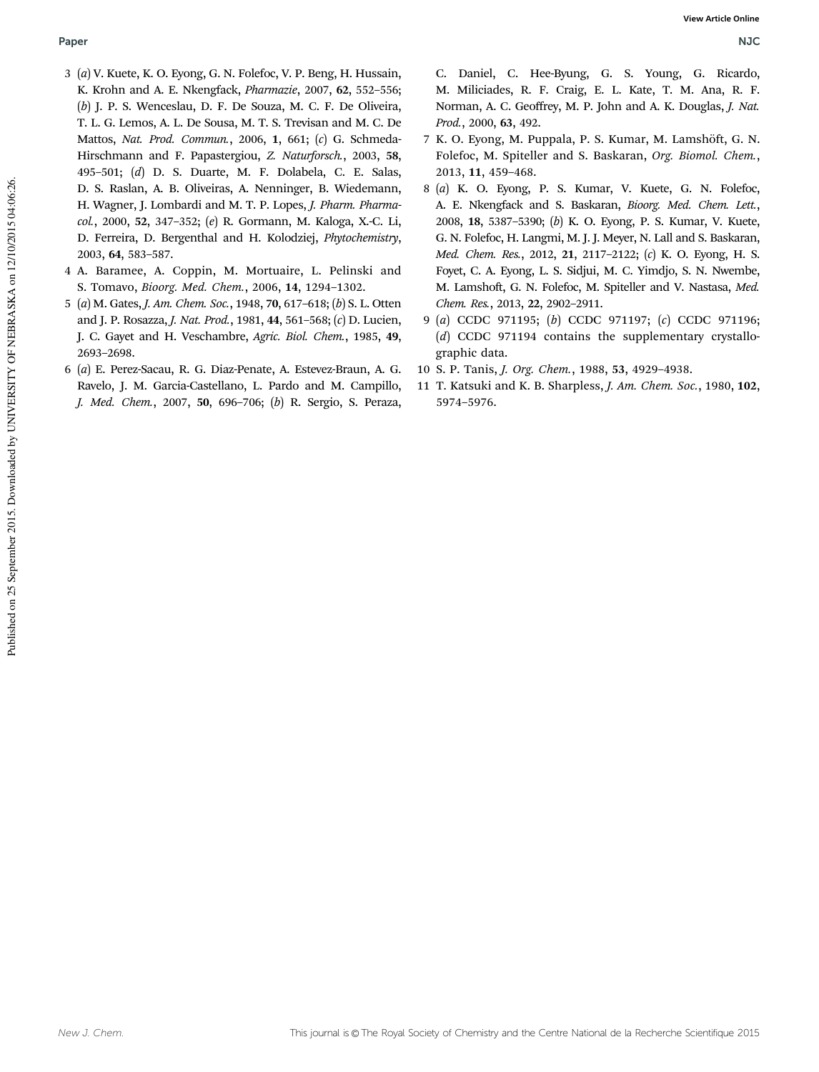3 (*a*) V. Kuete, K. O. Eyong, G. N. Folefoc, V. P. Beng, H. Hussain, K. Krohn and A. E. Nkengfack, *Pharmazie*, 2007, **62**, 552–556; (*b*) J. P. S. Wenceslau, D. F. De Souza, M. C. F. De Oliveira, T. L. G. Lemos, A. L. De Sousa, M. T. S. Trevisan and M. C. De Mattos, *Nat. Prod. Commun.*, 2006, **1**, 661; (*c*) G. Schmeda-Hirschmann and F. Papastergiou, *Z. Naturforsch.*, 2003, **58**, 495–501; (*d*) D. S. Duarte, M. F. Dolabela, C. E. Salas, D. S. Raslan, A. B. Oliveiras, A. Nenninger, B. Wiedemann, H. Wagner, J. Lombardi and M. T. P. Lopes, *J. Pharm. Pharmacol.*, 2000, **52**, 347–352; (*e*) R. Gormann, M. Kaloga, X.-C. Li, D. Ferreira, D. Bergenthal and H. Kolodziej, *Phytochemistry*, 2003, **64**, 583–587.

4 A. Baramee, A. Coppin, M. Mortuaire, L. Pelinski and S. Tomavo, *Bioorg. Med. Chem.*, 2006, **14**, 1294–1302.

5 (*a*) M. Gates, *J. Am. Chem. Soc.*, 1948, **70**, 617–618; (*b*) S. L. Otten and J. P. Rosazza, *J. Nat. Prod.*, 1981, **44**, 561–568; (*c*) D. Lucien, J. C. Gayet and H. Veschambre, *Agric. Biol. Chem.*, 1985, **49**, 2693–2698.

6 (*a*) E. Perez-Sacau, R. G. Diaz-Penate, A. Estevez-Braun, A. G. Ravelo, J. M. Garcia-Castellano, L. Pardo and M. Campillo, *J. Med. Chem.*, 2007, **50**, 696–706; (*b*) R. Sergio, S. Peraza, C. Daniel, C. Hee-Byung, G. S. Young, G. Ricardo, M. Miliciades, R. F. Craig, E. L. Kate, T. M. Ana, R. F. Norman, A. C. Geoffrey, M. P. John and A. K. Douglas, *J. Nat. Prod.*, 2000, **63**, 492.

7 K. O. Eyong, M. Puppala, P. S. Kumar, M. Lamshöft, G. N. Folefoc, M. Spiteller and S. Baskaran, *Org. Biomol. Chem.*, 2013, **11**, 459–468.

8 (*a*) K. O. Eyong, P. S. Kumar, V. Kuete, G. N. Folefoc, A. E. Nkengfack and S. Baskaran, *Bioorg. Med. Chem. Lett.*, 2008, **18**, 5387–5390; (*b*) K. O. Eyong, P. S. Kumar, V. Kuete, G. N. Folefoc, H. Langmi, M. J. J. Meyer, N. Lall and S. Baskaran, *Med. Chem. Res.*, 2012, **21**, 2117–2122; (*c*) K. O. Eyong, H. S. Foyet, C. A. Eyong, L. S. Sidjui, M. C. Yimdjo, S. N. Nwembe, M. Lamshoft, G. N. Folefoc, M. Spiteller and V. Nastasa, *Med. Chem. Res.*, 2013, **22**, 2902–2911.

9 (*a*) CCDC 971195; (*b*) CCDC 971197; (*c*) CCDC 971196; (*d*) CCDC 971194 contains the supplementary crystallographic data.

10 S. P. Tanis, *J. Org. Chem.*, 1988, **53**, 4929–4938.

11 T. Katsuki and K. B. Sharpless, *J. Am. Chem. Soc.*, 1980, **102**, 5974–5976.